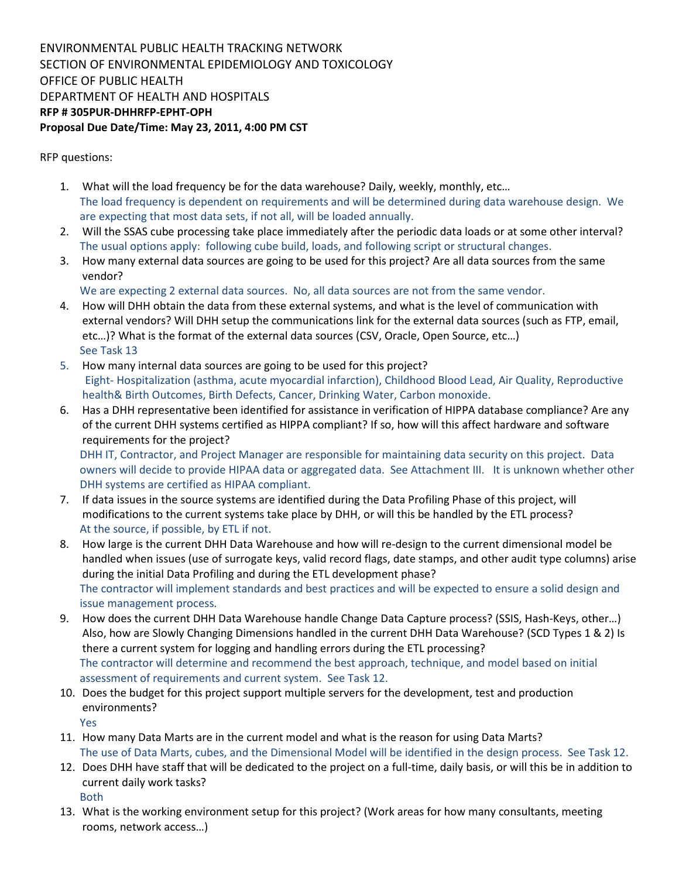ENVIRONMENTAL PUBLIC HEALTH TRACKING NETWORK
SECTION OF ENVIRONMENTAL EPIDEMIOLOGY AND TOXICOLOGY
OFFICE OF PUBLIC HEALTH
DEPARTMENT OF HEALTH AND HOSPITALS
**RFP # 305PUR-DHHRFP-EPHT-OPH**
**Proposal Due Date/Time: May 23, 2011, 4:00 PM CST**

RFP questions:

1. What will the load frequency be for the data warehouse? Daily, weekly, monthly, etc…
   The load frequency is dependent on requirements and will be determined during data warehouse design. We are expecting that most data sets, if not all, will be loaded annually.
2. Will the SSAS cube processing take place immediately after the periodic data loads or at some other interval?
   The usual options apply: following cube build, loads, and following script or structural changes.
3. How many external data sources are going to be used for this project? Are all data sources from the same vendor?
   We are expecting 2 external data sources. No, all data sources are not from the same vendor.
4. How will DHH obtain the data from these external systems, and what is the level of communication with external vendors? Will DHH setup the communications link for the external data sources (such as FTP, email, etc…)? What is the format of the external data sources (CSV, Oracle, Open Source, etc…)
   See Task 13
5. How many internal data sources are going to be used for this project?
   Eight- Hospitalization (asthma, acute myocardial infarction), Childhood Blood Lead, Air Quality, Reproductive health& Birth Outcomes, Birth Defects, Cancer, Drinking Water, Carbon monoxide.
6. Has a DHH representative been identified for assistance in verification of HIPPA database compliance? Are any of the current DHH systems certified as HIPPA compliant? If so, how will this affect hardware and software requirements for the project?
   DHH IT, Contractor, and Project Manager are responsible for maintaining data security on this project. Data owners will decide to provide HIPAA data or aggregated data. See Attachment III. It is unknown whether other DHH systems are certified as HIPAA compliant.
7. If data issues in the source systems are identified during the Data Profiling Phase of this project, will modifications to the current systems take place by DHH, or will this be handled by the ETL process?
   At the source, if possible, by ETL if not.
8. How large is the current DHH Data Warehouse and how will re-design to the current dimensional model be handled when issues (use of surrogate keys, valid record flags, date stamps, and other audit type columns) arise during the initial Data Profiling and during the ETL development phase?
   The contractor will implement standards and best practices and will be expected to ensure a solid design and issue management process.
9. How does the current DHH Data Warehouse handle Change Data Capture process? (SSIS, Hash-Keys, other…) Also, how are Slowly Changing Dimensions handled in the current DHH Data Warehouse? (SCD Types 1 & 2) Is there a current system for logging and handling errors during the ETL processing?
   The contractor will determine and recommend the best approach, technique, and model based on initial assessment of requirements and current system. See Task 12.
10. Does the budget for this project support multiple servers for the development, test and production environments?
    Yes
11. How many Data Marts are in the current model and what is the reason for using Data Marts?
    The use of Data Marts, cubes, and the Dimensional Model will be identified in the design process. See Task 12.
12. Does DHH have staff that will be dedicated to the project on a full-time, daily basis, or will this be in addition to current daily work tasks?
    Both
13. What is the working environment setup for this project? (Work areas for how many consultants, meeting rooms, network access…)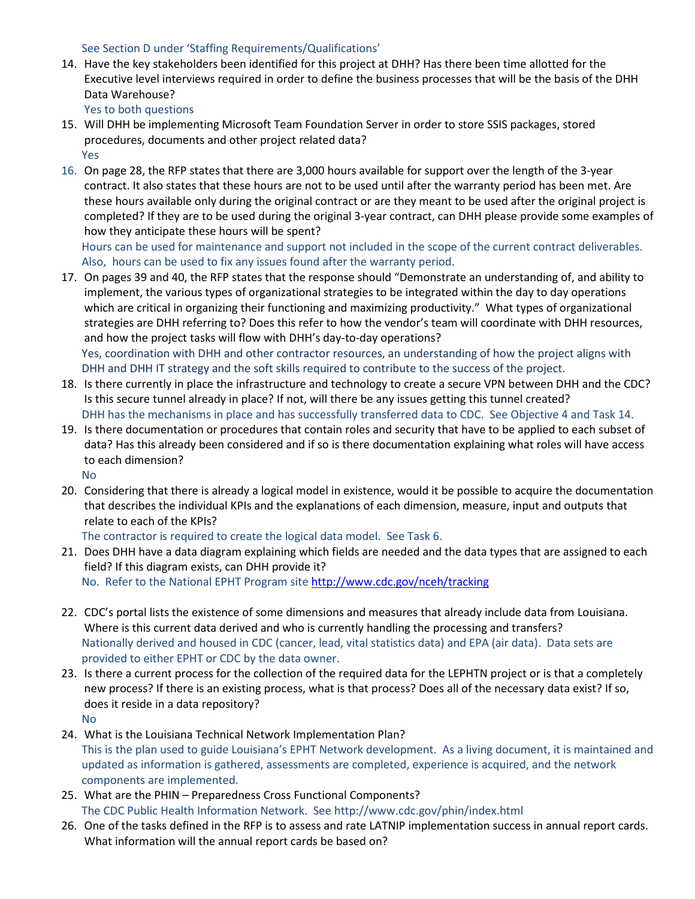See Section D under 'Staffing Requirements/Qualifications'

14. Have the key stakeholders been identified for this project at DHH? Has there been time allotted for the Executive level interviews required in order to define the business processes that will be the basis of the DHH Data Warehouse?
    Yes to both questions
15. Will DHH be implementing Microsoft Team Foundation Server in order to store SSIS packages, stored procedures, documents and other project related data?
    Yes
16. On page 28, the RFP states that there are 3,000 hours available for support over the length of the 3-year contract. It also states that these hours are not to be used until after the warranty period has been met. Are these hours available only during the original contract or are they meant to be used after the original project is completed? If they are to be used during the original 3-year contract, can DHH please provide some examples of how they anticipate these hours will be spent?
    Hours can be used for maintenance and support not included in the scope of the current contract deliverables. Also, hours can be used to fix any issues found after the warranty period.
17. On pages 39 and 40, the RFP states that the response should "Demonstrate an understanding of, and ability to implement, the various types of organizational strategies to be integrated within the day to day operations which are critical in organizing their functioning and maximizing productivity." What types of organizational strategies are DHH referring to? Does this refer to how the vendor's team will coordinate with DHH resources, and how the project tasks will flow with DHH's day-to-day operations?
    Yes, coordination with DHH and other contractor resources, an understanding of how the project aligns with DHH and DHH IT strategy and the soft skills required to contribute to the success of the project.
18. Is there currently in place the infrastructure and technology to create a secure VPN between DHH and the CDC? Is this secure tunnel already in place? If not, will there be any issues getting this tunnel created?
    DHH has the mechanisms in place and has successfully transferred data to CDC. See Objective 4 and Task 14.
19. Is there documentation or procedures that contain roles and security that have to be applied to each subset of data? Has this already been considered and if so is there documentation explaining what roles will have access to each dimension?
    No
20. Considering that there is already a logical model in existence, would it be possible to acquire the documentation that describes the individual KPIs and the explanations of each dimension, measure, input and outputs that relate to each of the KPIs?
    The contractor is required to create the logical data model. See Task 6.
21. Does DHH have a data diagram explaining which fields are needed and the data types that are assigned to each field? If this diagram exists, can DHH provide it?
    No. Refer to the National EPHT Program site http://www.cdc.gov/nceh/tracking
22. CDC's portal lists the existence of some dimensions and measures that already include data from Louisiana. Where is this current data derived and who is currently handling the processing and transfers?
    Nationally derived and housed in CDC (cancer, lead, vital statistics data) and EPA (air data). Data sets are provided to either EPHT or CDC by the data owner.
23. Is there a current process for the collection of the required data for the LEPHTN project or is that a completely new process? If there is an existing process, what is that process? Does all of the necessary data exist? If so, does it reside in a data repository?
    No
24. What is the Louisiana Technical Network Implementation Plan?
    This is the plan used to guide Louisiana's EPHT Network development. As a living document, it is maintained and updated as information is gathered, assessments are completed, experience is acquired, and the network components are implemented.
25. What are the PHIN – Preparedness Cross Functional Components?
    The CDC Public Health Information Network. See http://www.cdc.gov/phin/index.html
26. One of the tasks defined in the RFP is to assess and rate LATNIP implementation success in annual report cards. What information will the annual report cards be based on?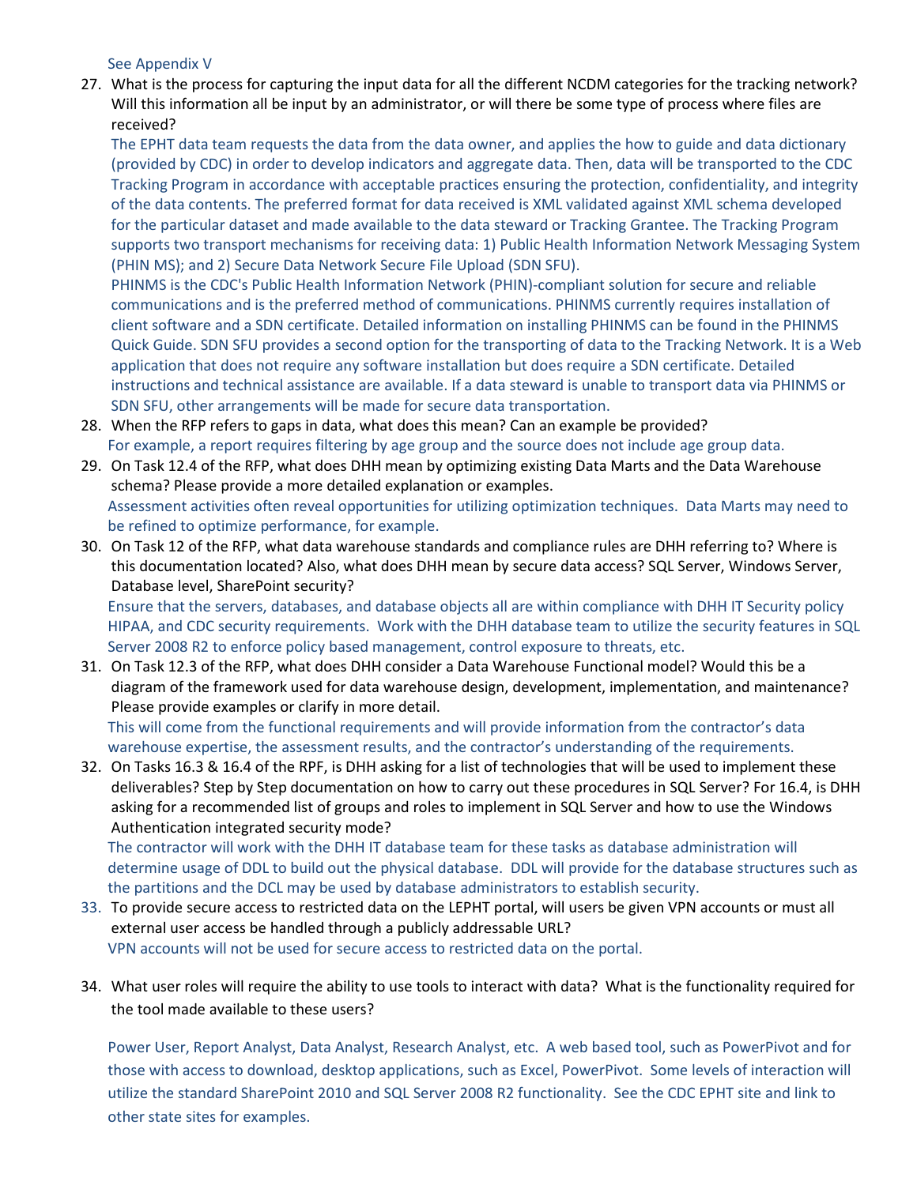See Appendix V

27. What is the process for capturing the input data for all the different NCDM categories for the tracking network? Will this information all be input by an administrator, or will there be some type of process where files are received?

    The EPHT data team requests the data from the data owner, and applies the how to guide and data dictionary (provided by CDC) in order to develop indicators and aggregate data. Then, data will be transported to the CDC Tracking Program in accordance with acceptable practices ensuring the protection, confidentiality, and integrity of the data contents. The preferred format for data received is XML validated against XML schema developed for the particular dataset and made available to the data steward or Tracking Grantee. The Tracking Program supports two transport mechanisms for receiving data: 1) Public Health Information Network Messaging System (PHIN MS); and 2) Secure Data Network Secure File Upload (SDN SFU).

    PHINMS is the CDC's Public Health Information Network (PHIN)-compliant solution for secure and reliable communications and is the preferred method of communications. PHINMS currently requires installation of client software and a SDN certificate. Detailed information on installing PHINMS can be found in the PHINMS Quick Guide. SDN SFU provides a second option for the transporting of data to the Tracking Network. It is a Web application that does not require any software installation but does require a SDN certificate. Detailed instructions and technical assistance are available. If a data steward is unable to transport data via PHINMS or SDN SFU, other arrangements will be made for secure data transportation.

28. When the RFP refers to gaps in data, what does this mean? Can an example be provided?

    For example, a report requires filtering by age group and the source does not include age group data.

29. On Task 12.4 of the RFP, what does DHH mean by optimizing existing Data Marts and the Data Warehouse schema? Please provide a more detailed explanation or examples.

    Assessment activities often reveal opportunities for utilizing optimization techniques. Data Marts may need to be refined to optimize performance, for example.

30. On Task 12 of the RFP, what data warehouse standards and compliance rules are DHH referring to? Where is this documentation located? Also, what does DHH mean by secure data access? SQL Server, Windows Server, Database level, SharePoint security?

    Ensure that the servers, databases, and database objects all are within compliance with DHH IT Security policy HIPAA, and CDC security requirements. Work with the DHH database team to utilize the security features in SQL Server 2008 R2 to enforce policy based management, control exposure to threats, etc.

31. On Task 12.3 of the RFP, what does DHH consider a Data Warehouse Functional model? Would this be a diagram of the framework used for data warehouse design, development, implementation, and maintenance? Please provide examples or clarify in more detail.

    This will come from the functional requirements and will provide information from the contractor's data warehouse expertise, the assessment results, and the contractor's understanding of the requirements.

32. On Tasks 16.3 & 16.4 of the RPF, is DHH asking for a list of technologies that will be used to implement these deliverables? Step by Step documentation on how to carry out these procedures in SQL Server? For 16.4, is DHH asking for a recommended list of groups and roles to implement in SQL Server and how to use the Windows Authentication integrated security mode?

    The contractor will work with the DHH IT database team for these tasks as database administration will determine usage of DDL to build out the physical database. DDL will provide for the database structures such as the partitions and the DCL may be used by database administrators to establish security.

33. To provide secure access to restricted data on the LEPHT portal, will users be given VPN accounts or must all external user access be handled through a publicly addressable URL?

    VPN accounts will not be used for secure access to restricted data on the portal.

34. What user roles will require the ability to use tools to interact with data? What is the functionality required for the tool made available to these users?

    Power User, Report Analyst, Data Analyst, Research Analyst, etc. A web based tool, such as PowerPivot and for those with access to download, desktop applications, such as Excel, PowerPivot. Some levels of interaction will utilize the standard SharePoint 2010 and SQL Server 2008 R2 functionality. See the CDC EPHT site and link to other state sites for examples.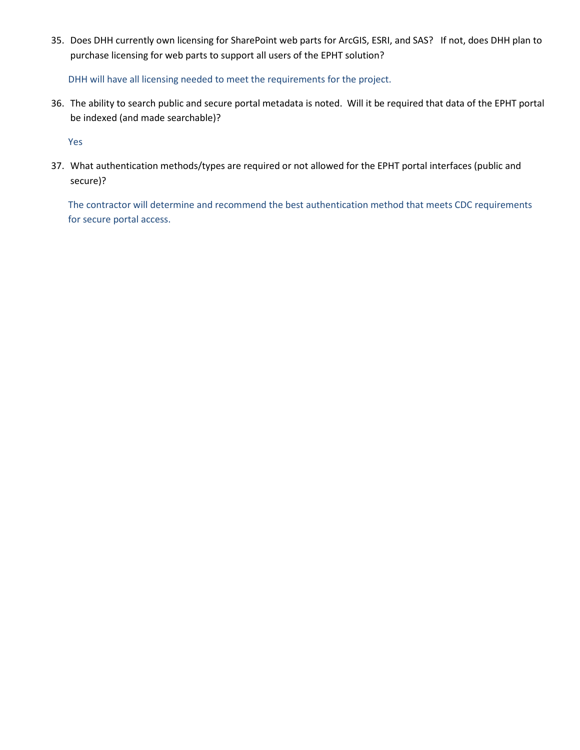35. Does DHH currently own licensing for SharePoint web parts for ArcGIS, ESRI, and SAS? If not, does DHH plan to purchase licensing for web parts to support all users of the EPHT solution?

    DHH will have all licensing needed to meet the requirements for the project.

36. The ability to search public and secure portal metadata is noted. Will it be required that data of the EPHT portal be indexed (and made searchable)?

    Yes

37. What authentication methods/types are required or not allowed for the EPHT portal interfaces (public and secure)?

    The contractor will determine and recommend the best authentication method that meets CDC requirements for secure portal access.